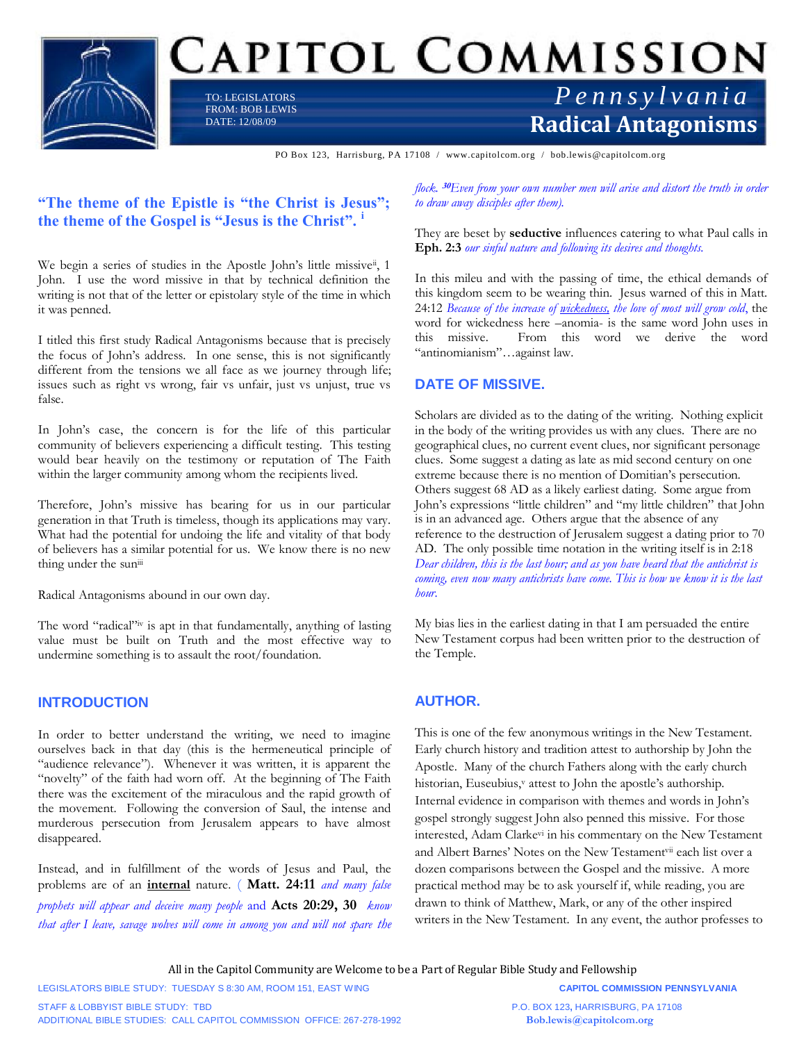# Capitol Commission

TO: LEGISLATORS
FROM: BOB LEWIS
DATE: 12/08/09

*Pennsylvania*

**Radical Antagonisms**

PO Box 123, Harrisburg, PA 17108 / www.capitolcom.org / bob.lewis@capitolcom.org

## "The theme of the Epistle is "the Christ is Jesus"; the theme of the Gospel is "Jesus is the Christ". [i]

We begin a series of studies in the Apostle John's little missive[ii], 1 John. I use the word missive in that by technical definition the writing is not that of the letter or epistolary style of the time in which it was penned.

I titled this first study Radical Antagonisms because that is precisely the focus of John's address. In one sense, this is not significantly different from the tensions we all face as we journey through life; issues such as right vs wrong, fair vs unfair, just vs unjust, true vs false.

In John's case, the concern is for the life of this particular community of believers experiencing a difficult testing. This testing would bear heavily on the testimony or reputation of The Faith within the larger community among whom the recipients lived.

Therefore, John's missive has bearing for us in our particular generation in that Truth is timeless, though its applications may vary. What had the potential for undoing the life and vitality of that body of believers has a similar potential for us. We know there is no new thing under the sun[iii]

Radical Antagonisms abound in our own day.

The word "radical"[iv] is apt in that fundamentally, anything of lasting value must be built on Truth and the most effective way to undermine something is to assault the root/foundation.

## INTRODUCTION

In order to better understand the writing, we need to imagine ourselves back in that day (this is the hermeneutical principle of "audience relevance"). Whenever it was written, it is apparent the "novelty" of the faith had worn off. At the beginning of The Faith there was the excitement of the miraculous and the rapid growth of the movement. Following the conversion of Saul, the intense and murderous persecution from Jerusalem appears to have almost disappeared.

Instead, and in fulfillment of the words of Jesus and Paul, the problems are of an **internal** nature. ( **Matt. 24:11** *and many false prophets will appear and deceive many people* and **Acts 20:29, 30** *know that after I leave, savage wolves will come in among you and will not spare the flock. [30]Even from your own number men will arise and distort the truth in order to draw away disciples after them).*

They are beset by **seductive** influences catering to what Paul calls in **Eph. 2:3** *our sinful nature and following its desires and thoughts.*

In this mileu and with the passing of time, the ethical demands of this kingdom seem to be wearing thin. Jesus warned of this in Matt. 24:12 *Because of the increase of wickedness, the love of most will grow cold*, the word for wickedness here –anomia- is the same word John uses in this missive. From this word we derive the word "antinomianism"…against law.

## DATE OF MISSIVE.

Scholars are divided as to the dating of the writing. Nothing explicit in the body of the writing provides us with any clues. There are no geographical clues, no current event clues, nor significant personage clues. Some suggest a dating as late as mid second century on one extreme because there is no mention of Domitian's persecution. Others suggest 68 AD as a likely earliest dating. Some argue from John's expressions "little children" and "my little children" that John is in an advanced age. Others argue that the absence of any reference to the destruction of Jerusalem suggest a dating prior to 70 AD. The only possible time notation in the writing itself is in 2:18 *Dear children, this is the last hour; and as you have heard that the antichrist is coming, even now many antichrists have come. This is how we know it is the last hour.*

My bias lies in the earliest dating in that I am persuaded the entire New Testament corpus had been written prior to the destruction of the Temple.

## AUTHOR.

This is one of the few anonymous writings in the New Testament. Early church history and tradition attest to authorship by John the Apostle. Many of the church Fathers along with the early church historian, Euseubius,[v] attest to John the apostle's authorship. Internal evidence in comparison with themes and words in John's gospel strongly suggest John also penned this missive. For those interested, Adam Clarke[vi] in his commentary on the New Testament and Albert Barnes' Notes on the New Testament[vii] each list over a dozen comparisons between the Gospel and the missive. A more practical method may be to ask yourself if, while reading, you are drawn to think of Matthew, Mark, or any of the other inspired writers in the New Testament. In any event, the author professes to

All in the Capitol Community are Welcome to be a Part of Regular Bible Study and Fellowship

LEGISLATORS BIBLE STUDY: TUESDAY S 8:30 AM, ROOM 151, EAST WING
STAFF & LOBBYIST BIBLE STUDY: TBD
ADDITIONAL BIBLE STUDIES: CALL CAPITOL COMMISSION OFFICE: 267-278-1992

**CAPITOL COMMISSION PENNSYLVANIA**
P.O. BOX 123, HARRISBURG, PA 17108
**Bob.lewis@capitolcom.org**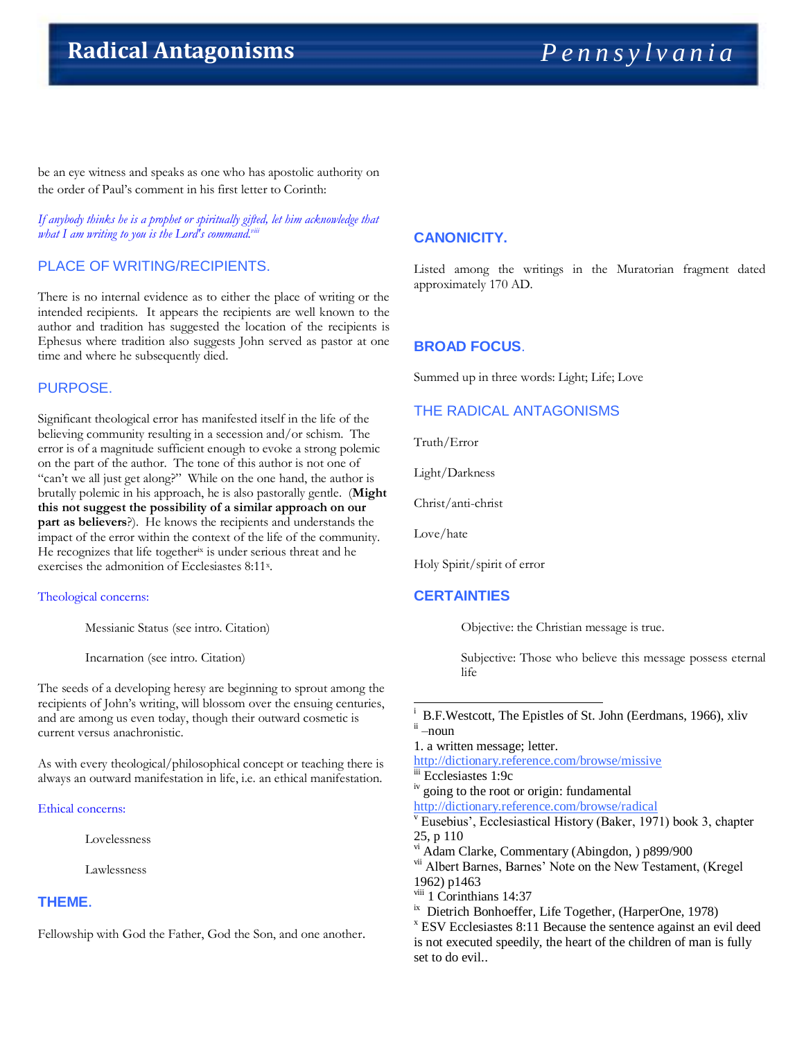be an eye witness and speaks as one who has apostolic authority on the order of Paul's comment in his first letter to Corinth:

*If anybody thinks he is a prophet or spiritually gifted, let him acknowledge that what I am writing to you is the Lord's command.*[viii]

## PLACE OF WRITING/RECIPIENTS.

There is no internal evidence as to either the place of writing or the intended recipients. It appears the recipients are well known to the author and tradition has suggested the location of the recipients is Ephesus where tradition also suggests John served as pastor at one time and where he subsequently died.

## PURPOSE.

Significant theological error has manifested itself in the life of the believing community resulting in a secession and/or schism. The error is of a magnitude sufficient enough to evoke a strong polemic on the part of the author. The tone of this author is not one of "can't we all just get along?" While on the one hand, the author is brutally polemic in his approach, he is also pastorally gentle. (**Might this not suggest the possibility of a similar approach on our part as believers**?). He knows the recipients and understands the impact of the error within the context of the life of the community. He recognizes that life together[ix] is under serious threat and he exercises the admonition of Ecclesiastes 8:11[x].

### Theological concerns:

Messianic Status (see intro. Citation)

Incarnation (see intro. Citation)

The seeds of a developing heresy are beginning to sprout among the recipients of John's writing, will blossom over the ensuing centuries, and are among us even today, though their outward cosmetic is current versus anachronistic.

As with every theological/philosophical concept or teaching there is always an outward manifestation in life, i.e. an ethical manifestation.

### Ethical concerns:

Lovelessness

Lawlessness

## THEME.

Fellowship with God the Father, God the Son, and one another.

## CANONICITY.

Listed among the writings in the Muratorian fragment dated approximately 170 AD.

## BROAD FOCUS.

Summed up in three words: Light; Life; Love

## THE RADICAL ANTAGONISMS

Truth/Error

Light/Darkness

Christ/anti-christ

Love/hate

Holy Spirit/spirit of error

## CERTAINTIES

Objective: the Christian message is true.

Subjective: Those who believe this message possess eternal life

---

[i] B.F.Westcott, The Epistles of St. John (Eerdmans, 1966), xliv

[ii] –noun

1. a written message; letter.

http://dictionary.reference.com/browse/missive

[iii] Ecclesiastes 1:9c

[iv] going to the root or origin: fundamental

http://dictionary.reference.com/browse/radical

[v] Eusebius', Ecclesiastical History (Baker, 1971) book 3, chapter 25, p 110

[vi] Adam Clarke, Commentary (Abingdon, ) p899/900

[vii] Albert Barnes, Barnes' Note on the New Testament, (Kregel 1962) p1463

[viii] 1 Corinthians 14:37

[ix] Dietrich Bonhoeffer, Life Together, (HarperOne, 1978)

[x] ESV Ecclesiastes 8:11 Because the sentence against an evil deed is not executed speedily, the heart of the children of man is fully set to do evil..